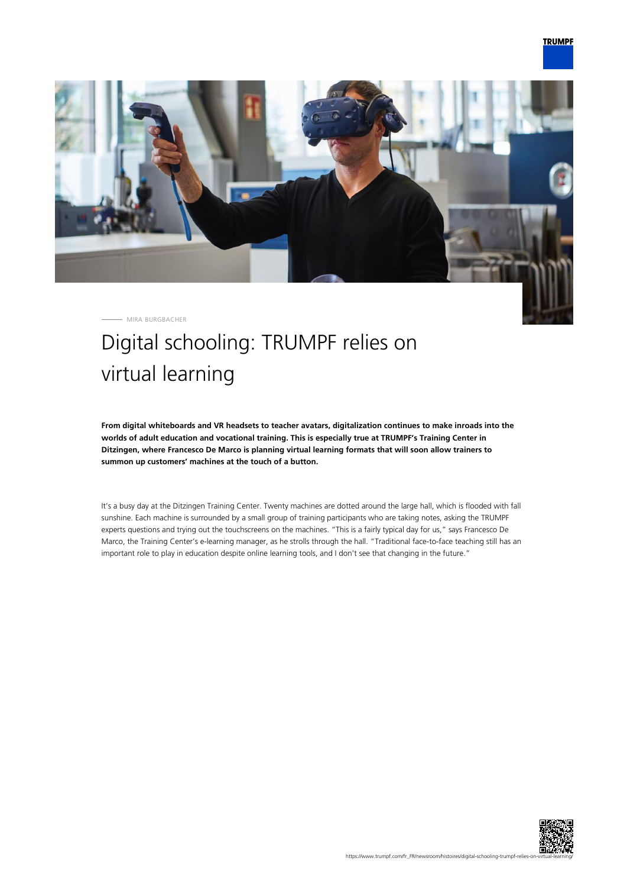MIRA BURGBACHER

# Digital schooling: TRUMPF relies on virtual learning

**From digital whiteboards and VR headsets to teacher avatars, digitalization continues to make inroads into the worlds of adult education and vocational training. This is especially true at TRUMPF's Training Center in Ditzingen, where Francesco De Marco is planning virtual learning formats that will soon allow trainers to summon up customers' machines at the touch of a button.**

It's a busy day at the Ditzingen Training Center. Twenty machines are dotted around the large hall, which is flooded with fall sunshine. Each machine is surrounded by a small group of training participants who are taking notes, asking the TRUMPF experts questions and trying out the touchscreens on the machines. "This is a fairly typical day for us," says Francesco De Marco, the Training Center's e-learning manager, as he strolls through the hall. "Traditional face-to-face teaching still has an important role to play in education despite online learning tools, and I don't see that changing in the future."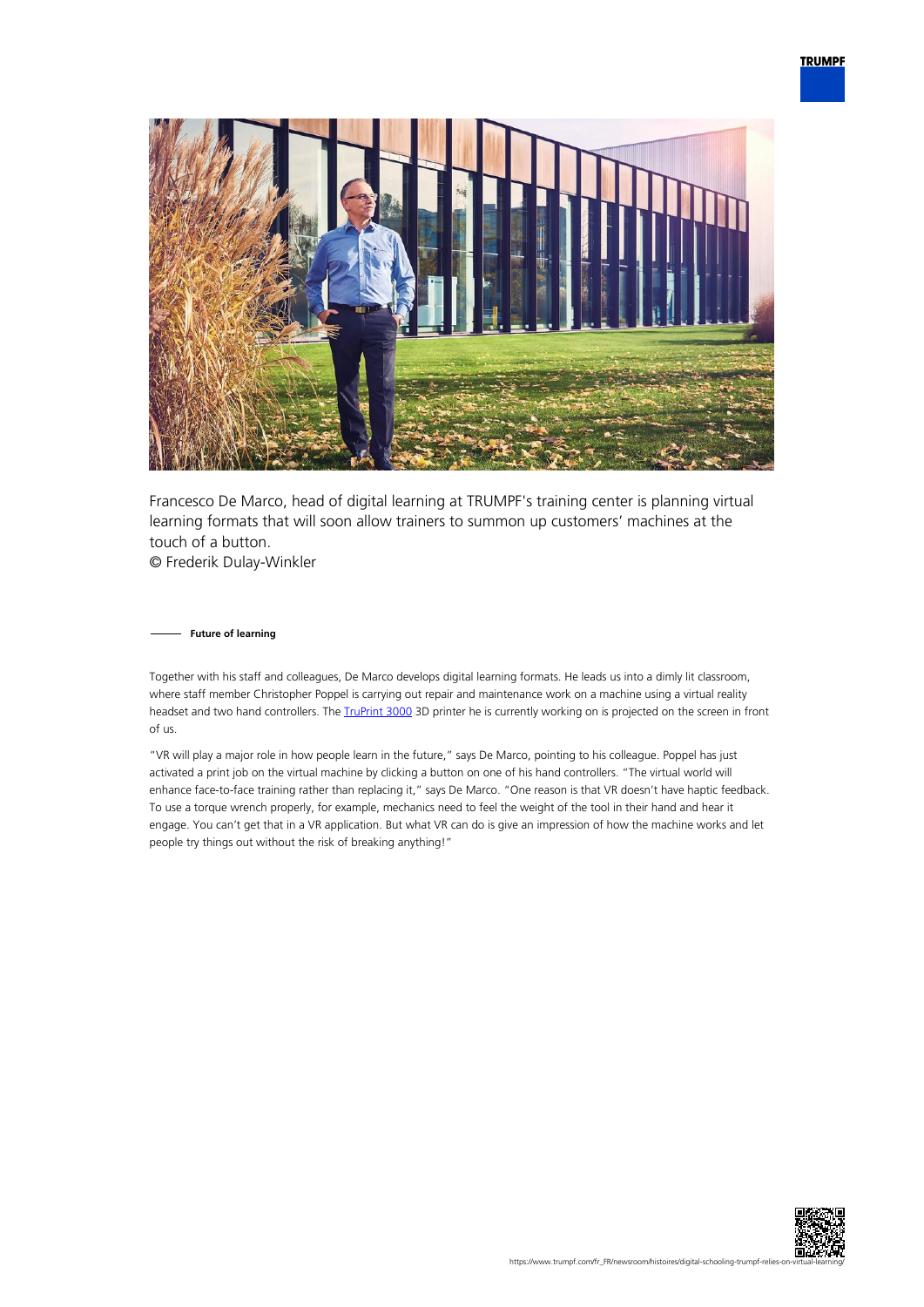Francesco De Marco, head of digital learning at TRUMPF's training center is planning virtual learning formats that will soon allow trainers to summon up customers' machines at the touch of a button.
© Frederik Dulay-Winkler

**Future of learning**

Together with his staff and colleagues, De Marco develops digital learning formats. He leads us into a dimly lit classroom, where staff member Christopher Poppel is carrying out repair and maintenance work on a machine using a virtual reality headset and two hand controllers. The [TruPrint 3000](https://www.trumpf.com) 3D printer he is currently working on is projected on the screen in front of us.

"VR will play a major role in how people learn in the future," says De Marco, pointing to his colleague. Poppel has just activated a print job on the virtual machine by clicking a button on one of his hand controllers. "The virtual world will enhance face-to-face training rather than replacing it," says De Marco. "One reason is that VR doesn't have haptic feedback. To use a torque wrench properly, for example, mechanics need to feel the weight of the tool in their hand and hear it engage. You can't get that in a VR application. But what VR can do is give an impression of how the machine works and let people try things out without the risk of breaking anything!"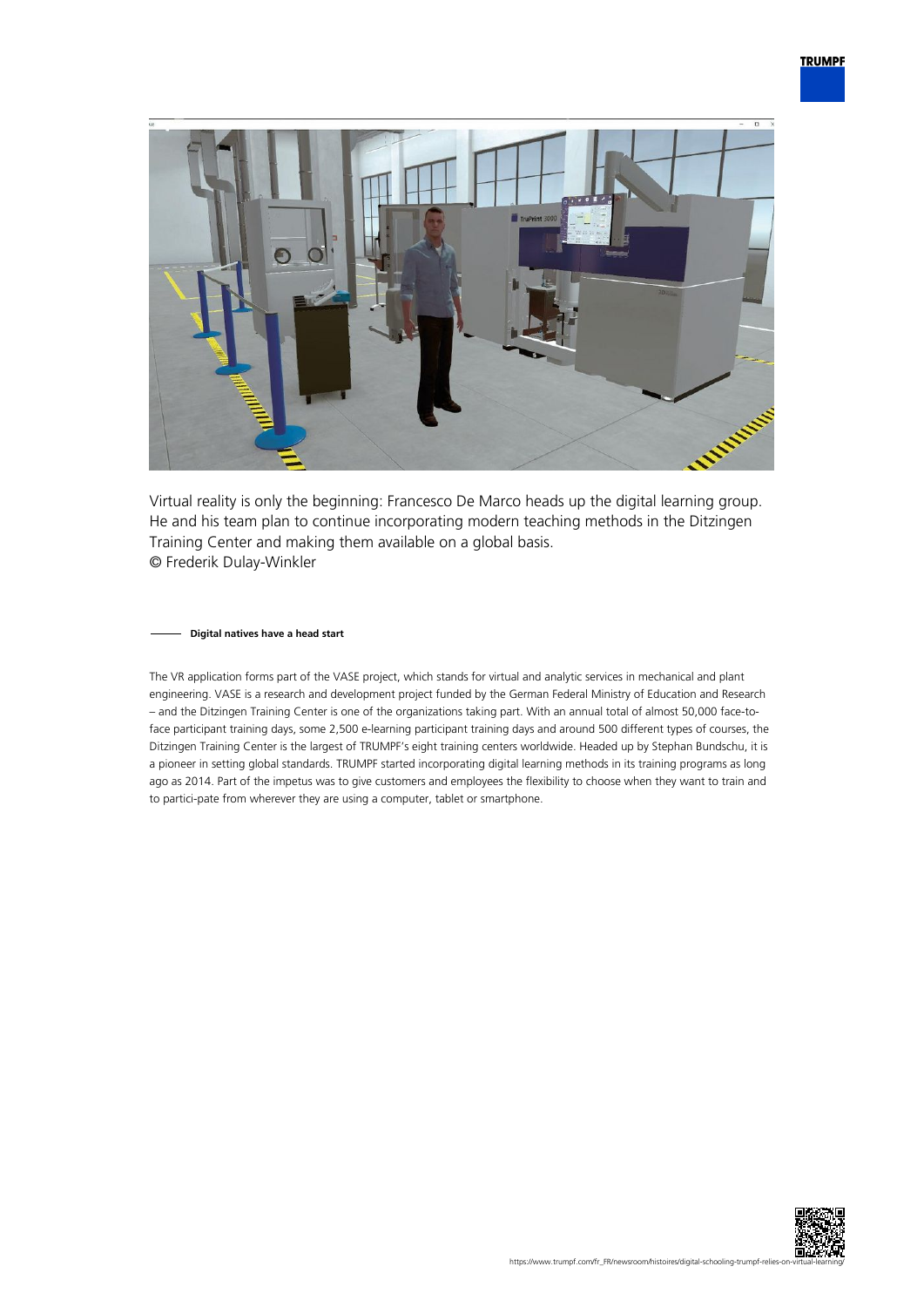Virtual reality is only the beginning: Francesco De Marco heads up the digital learning group. He and his team plan to continue incorporating modern teaching methods in the Ditzingen Training Center and making them available on a global basis.
© Frederik Dulay-Winkler

### Digital natives have a head start

The VR application forms part of the VASE project, which stands for virtual and analytic services in mechanical and plant engineering. VASE is a research and development project funded by the German Federal Ministry of Education and Research – and the Ditzingen Training Center is one of the organizations taking part. With an annual total of almost 50,000 face-to-face participant training days, some 2,500 e-learning participant training days and around 500 different types of courses, the Ditzingen Training Center is the largest of TRUMPF's eight training centers worldwide. Headed up by Stephan Bundschu, it is a pioneer in setting global standards. TRUMPF started incorporating digital learning methods in its training programs as long ago as 2014. Part of the impetus was to give customers and employees the flexibility to choose when they want to train and to partici-pate from wherever they are using a computer, tablet or smartphone.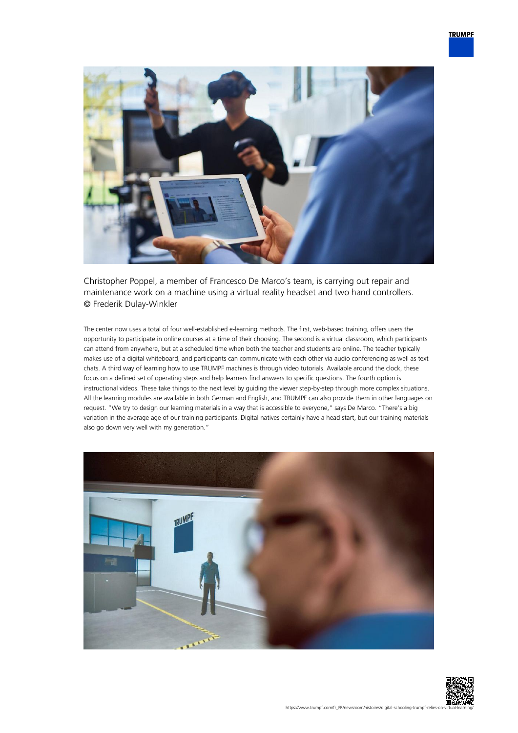Christopher Poppel, a member of Francesco De Marco's team, is carrying out repair and maintenance work on a machine using a virtual reality headset and two hand controllers. © Frederik Dulay-Winkler

The center now uses a total of four well-established e-learning methods. The first, web-based training, offers users the opportunity to participate in online courses at a time of their choosing. The second is a virtual classroom, which participants can attend from anywhere, but at a scheduled time when both the teacher and students are online. The teacher typically makes use of a digital whiteboard, and participants can communicate with each other via audio conferencing as well as text chats. A third way of learning how to use TRUMPF machines is through video tutorials. Available around the clock, these focus on a defined set of operating steps and help learners find answers to specific questions. The fourth option is instructional videos. These take things to the next level by guiding the viewer step-by-step through more complex situations. All the learning modules are available in both German and English, and TRUMPF can also provide them in other languages on request. "We try to design our learning materials in a way that is accessible to everyone," says De Marco. "There's a big variation in the average age of our training participants. Digital natives certainly have a head start, but our training materials also go down very well with my generation."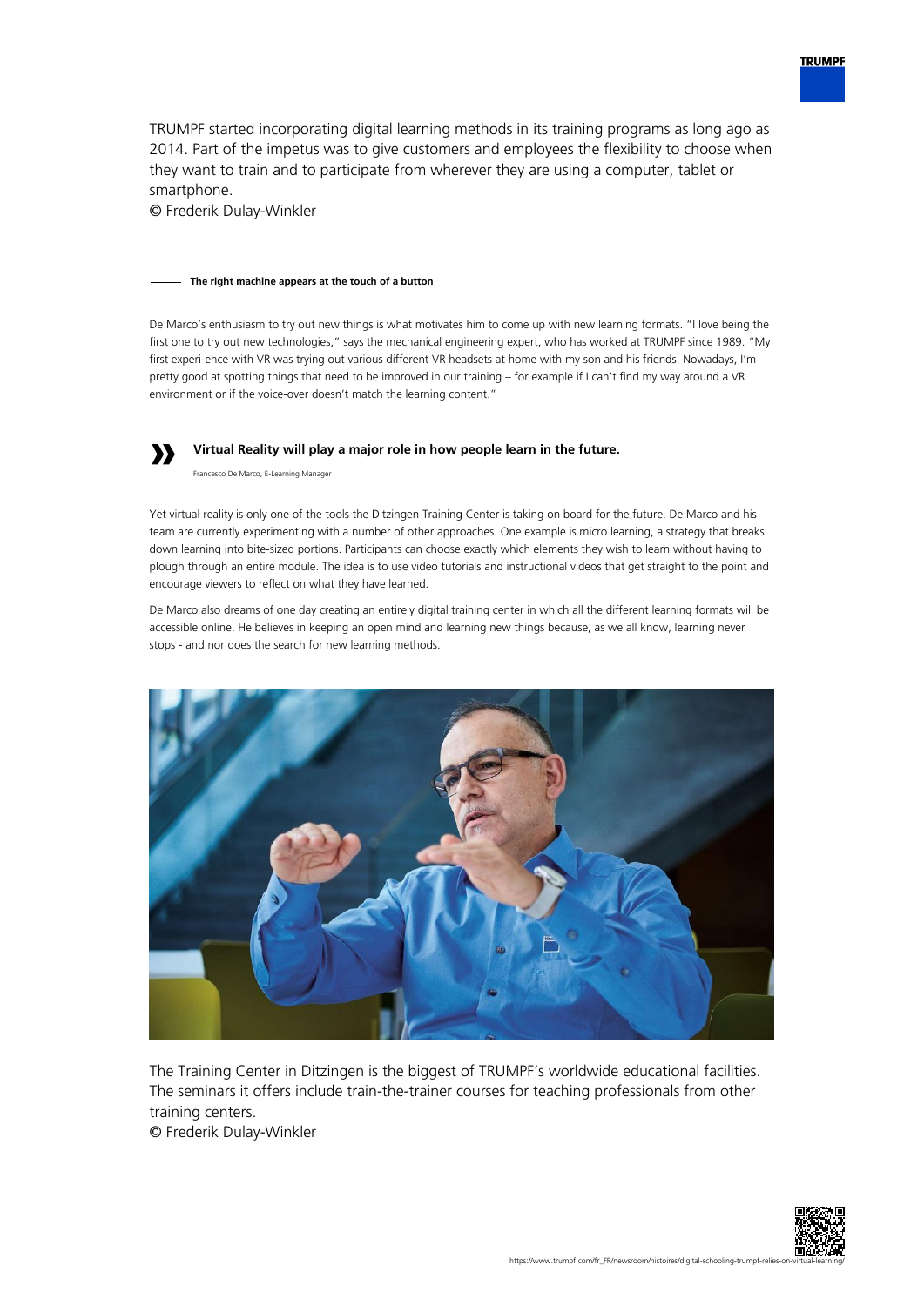TRUMPF started incorporating digital learning methods in its training programs as long ago as 2014. Part of the impetus was to give customers and employees the flexibility to choose when they want to train and to participate from wherever they are using a computer, tablet or smartphone.
© Frederik Dulay-Winkler

### The right machine appears at the touch of a button

De Marco's enthusiasm to try out new things is what motivates him to come up with new learning formats. "I love being the first one to try out new technologies," says the mechanical engineering expert, who has worked at TRUMPF since 1989. "My first experi-ence with VR was trying out various different VR headsets at home with my son and his friends. Nowadays, I'm pretty good at spotting things that need to be improved in our training – for example if I can't find my way around a VR environment or if the voice-over doesn't match the learning content."

> **Virtual Reality will play a major role in how people learn in the future.**
>
> Francesco De Marco, E-Learning Manager

Yet virtual reality is only one of the tools the Ditzingen Training Center is taking on board for the future. De Marco and his team are currently experimenting with a number of other approaches. One example is micro learning, a strategy that breaks down learning into bite-sized portions. Participants can choose exactly which elements they wish to learn without having to plough through an entire module. The idea is to use video tutorials and instructional videos that get straight to the point and encourage viewers to reflect on what they have learned.

De Marco also dreams of one day creating an entirely digital training center in which all the different learning formats will be accessible online. He believes in keeping an open mind and learning new things because, as we all know, learning never stops - and nor does the search for new learning methods.

The Training Center in Ditzingen is the biggest of TRUMPF's worldwide educational facilities. The seminars it offers include train-the-trainer courses for teaching professionals from other training centers.
© Frederik Dulay-Winkler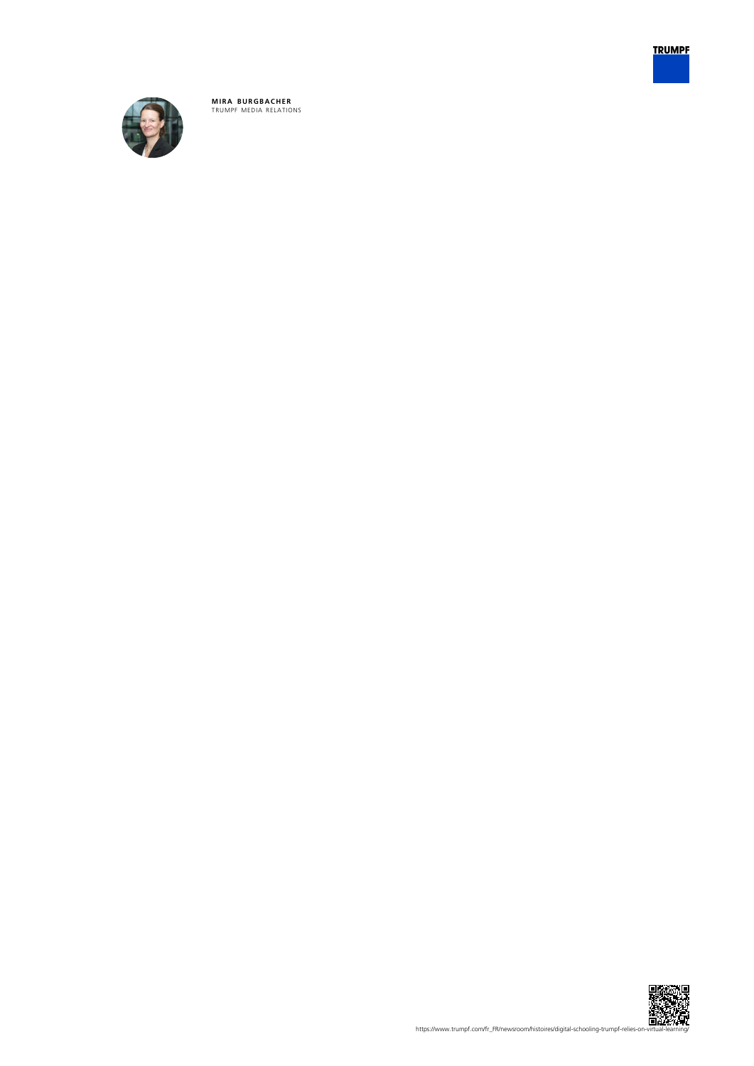**MIRA BURGBACHER**
TRUMPF MEDIA RELATIONS